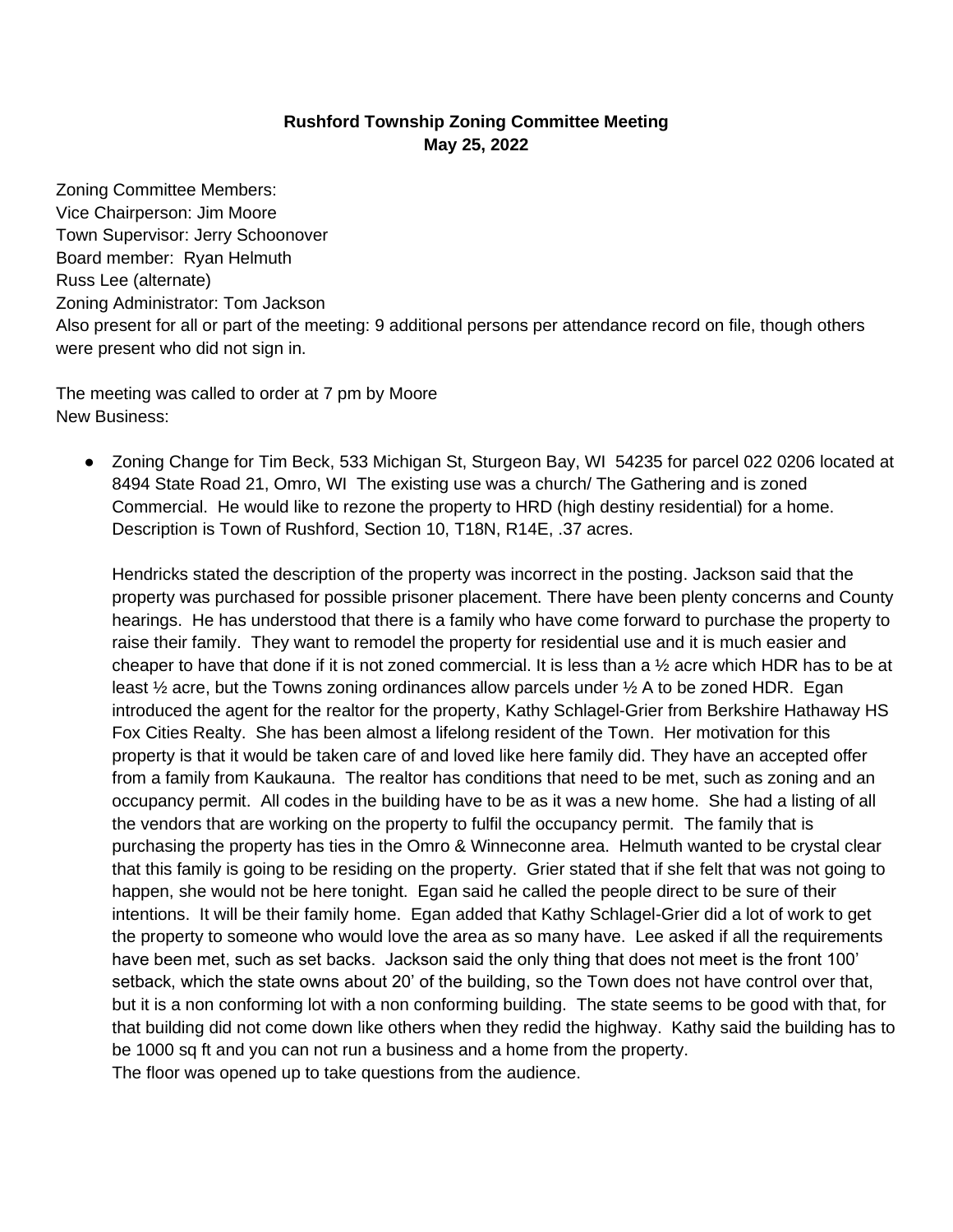**Rushford Township Zoning Committee Meeting**
**May 25, 2022**

Zoning Committee Members:
Vice Chairperson: Jim Moore
Town Supervisor: Jerry Schoonover
Board member: Ryan Helmuth
Russ Lee (alternate)
Zoning Administrator: Tom Jackson
Also present for all or part of the meeting: 9 additional persons per attendance record on file, though others were present who did not sign in.

The meeting was called to order at 7 pm by Moore
New Business:

- Zoning Change for Tim Beck, 533 Michigan St, Sturgeon Bay, WI 54235 for parcel 022 0206 located at 8494 State Road 21, Omro, WI The existing use was a church/ The Gathering and is zoned Commercial. He would like to rezone the property to HRD (high destiny residential) for a home. Description is Town of Rushford, Section 10, T18N, R14E, .37 acres.

  Hendricks stated the description of the property was incorrect in the posting. Jackson said that the property was purchased for possible prisoner placement. There have been plenty concerns and County hearings. He has understood that there is a family who have come forward to purchase the property to raise their family. They want to remodel the property for residential use and it is much easier and cheaper to have that done if it is not zoned commercial. It is less than a ½ acre which HDR has to be at least ½ acre, but the Towns zoning ordinances allow parcels under ½ A to be zoned HDR. Egan introduced the agent for the realtor for the property, Kathy Schlagel-Grier from Berkshire Hathaway HS Fox Cities Realty. She has been almost a lifelong resident of the Town. Her motivation for this property is that it would be taken care of and loved like here family did. They have an accepted offer from a family from Kaukauna. The realtor has conditions that need to be met, such as zoning and an occupancy permit. All codes in the building have to be as it was a new home. She had a listing of all the vendors that are working on the property to fulfil the occupancy permit. The family that is purchasing the property has ties in the Omro & Winneconne area. Helmuth wanted to be crystal clear that this family is going to be residing on the property. Grier stated that if she felt that was not going to happen, she would not be here tonight. Egan said he called the people direct to be sure of their intentions. It will be their family home. Egan added that Kathy Schlagel-Grier did a lot of work to get the property to someone who would love the area as so many have. Lee asked if all the requirements have been met, such as set backs. Jackson said the only thing that does not meet is the front 100' setback, which the state owns about 20' of the building, so the Town does not have control over that, but it is a non conforming lot with a non conforming building. The state seems to be good with that, for that building did not come down like others when they redid the highway. Kathy said the building has to be 1000 sq ft and you can not run a business and a home from the property.
  The floor was opened up to take questions from the audience.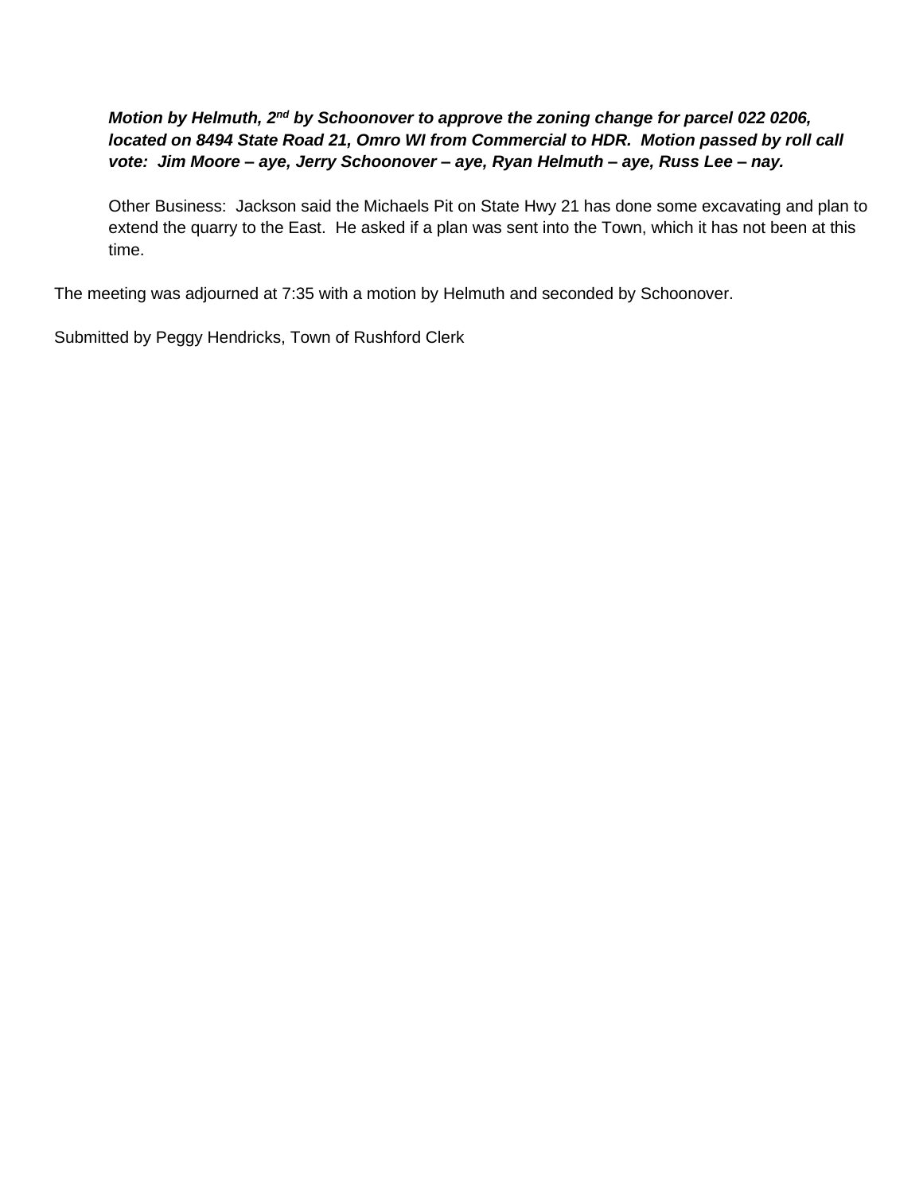***Motion by Helmuth, 2nd by Schoonover to approve the zoning change for parcel 022 0206, located on 8494 State Road 21, Omro WI from Commercial to HDR. Motion passed by roll call vote: Jim Moore – aye, Jerry Schoonover – aye, Ryan Helmuth – aye, Russ Lee – nay.***

Other Business: Jackson said the Michaels Pit on State Hwy 21 has done some excavating and plan to extend the quarry to the East. He asked if a plan was sent into the Town, which it has not been at this time.

The meeting was adjourned at 7:35 with a motion by Helmuth and seconded by Schoonover.

Submitted by Peggy Hendricks, Town of Rushford Clerk